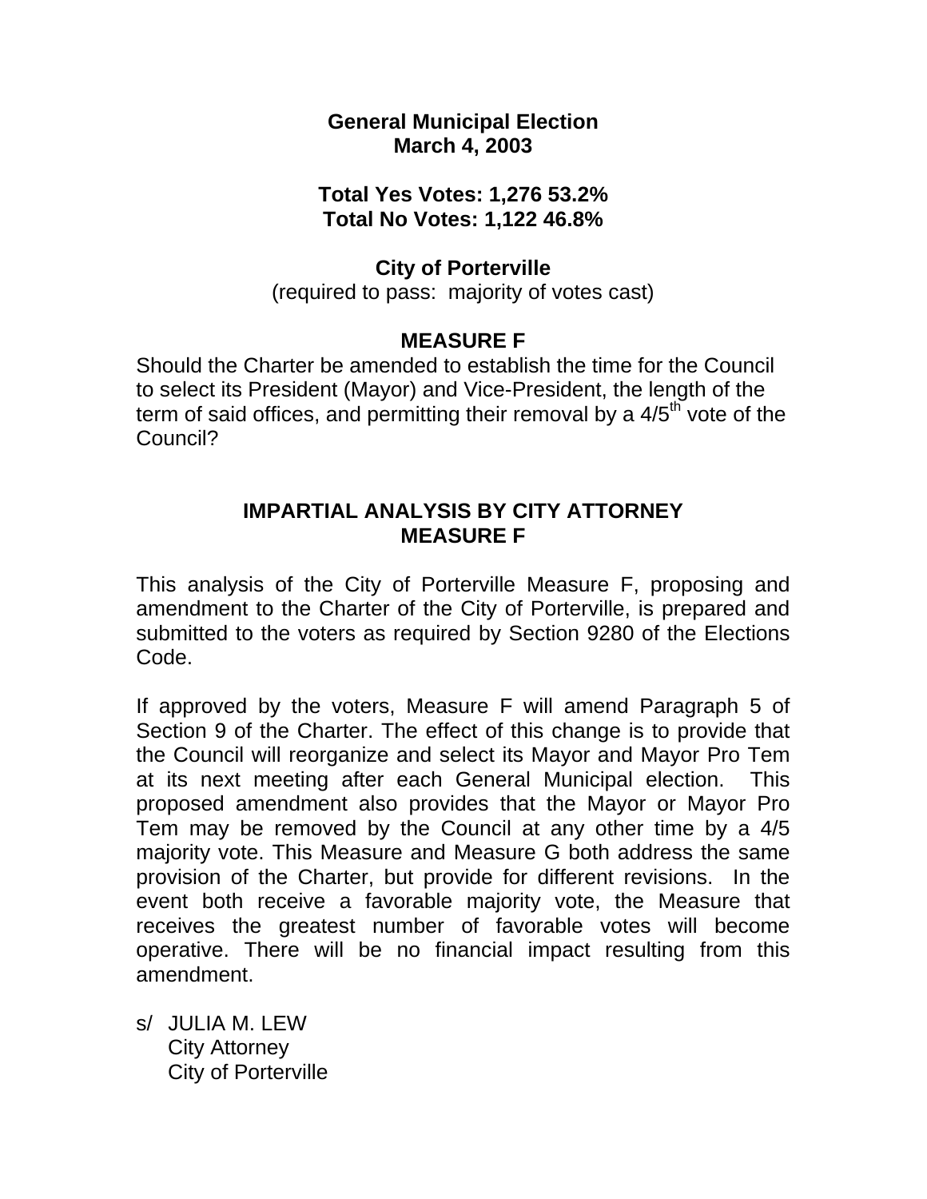**General Municipal Election**
**March 4, 2003**

**Total Yes Votes: 1,276 53.2%**
**Total No Votes: 1,122 46.8%**

**City of Porterville**
(required to pass: majority of votes cast)

## MEASURE F

Should the Charter be amended to establish the time for the Council to select its President (Mayor) and Vice-President, the length of the term of said offices, and permitting their removal by a $4/5^{th}$ vote of the Council?

## IMPARTIAL ANALYSIS BY CITY ATTORNEY MEASURE F

This analysis of the City of Porterville Measure F, proposing and amendment to the Charter of the City of Porterville, is prepared and submitted to the voters as required by Section 9280 of the Elections Code.

If approved by the voters, Measure F will amend Paragraph 5 of Section 9 of the Charter. The effect of this change is to provide that the Council will reorganize and select its Mayor and Mayor Pro Tem at its next meeting after each General Municipal election. This proposed amendment also provides that the Mayor or Mayor Pro Tem may be removed by the Council at any other time by a 4/5 majority vote. This Measure and Measure G both address the same provision of the Charter, but provide for different revisions. In the event both receive a favorable majority vote, the Measure that receives the greatest number of favorable votes will become operative. There will be no financial impact resulting from this amendment.

s/ JULIA M. LEW
City Attorney
City of Porterville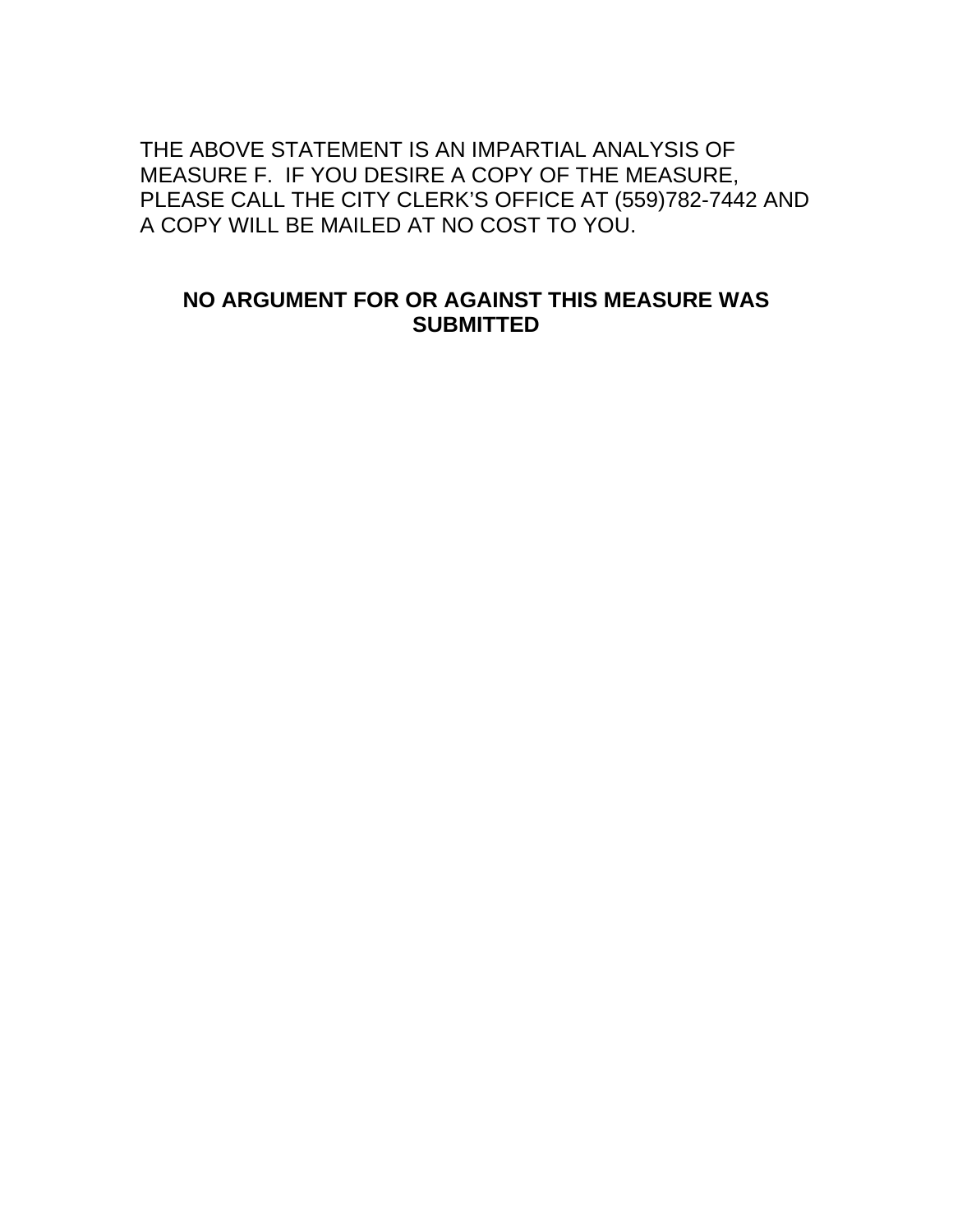THE ABOVE STATEMENT IS AN IMPARTIAL ANALYSIS OF MEASURE F. IF YOU DESIRE A COPY OF THE MEASURE, PLEASE CALL THE CITY CLERK'S OFFICE AT (559)782-7442 AND A COPY WILL BE MAILED AT NO COST TO YOU.

**NO ARGUMENT FOR OR AGAINST THIS MEASURE WAS SUBMITTED**